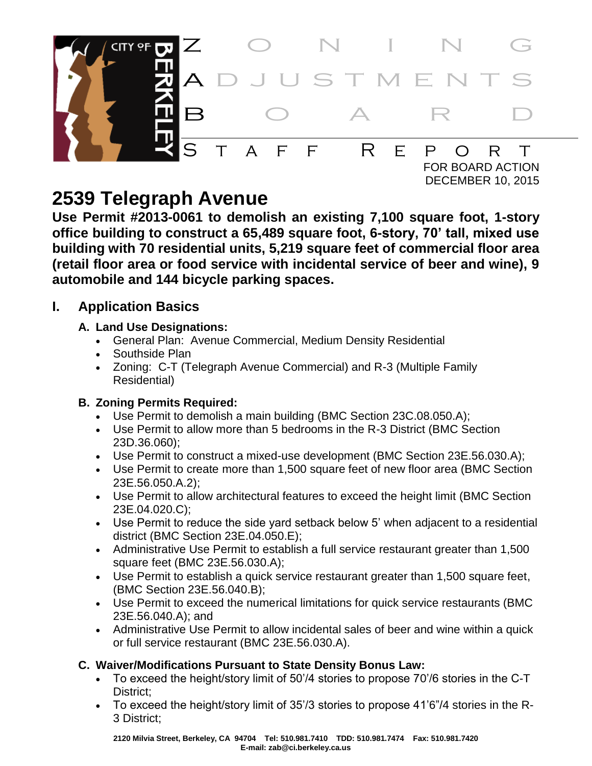# Zoning Adjustments Board

## Staff Report

FOR BOARD ACTION
DECEMBER 10, 2015

# 2539 Telegraph Avenue

**Use Permit #2013-0061 to demolish an existing 7,100 square foot, 1-story office building to construct a 65,489 square foot, 6-story, 70' tall, mixed use building with 70 residential units, 5,219 square feet of commercial floor area (retail floor area or food service with incidental service of beer and wine), 9 automobile and 144 bicycle parking spaces.**

## I. Application Basics

### A. Land Use Designations:

- General Plan: Avenue Commercial, Medium Density Residential
- Southside Plan
- Zoning: C-T (Telegraph Avenue Commercial) and R-3 (Multiple Family Residential)

### B. Zoning Permits Required:

- Use Permit to demolish a main building (BMC Section 23C.08.050.A);
- Use Permit to allow more than 5 bedrooms in the R-3 District (BMC Section 23D.36.060);
- Use Permit to construct a mixed-use development (BMC Section 23E.56.030.A);
- Use Permit to create more than 1,500 square feet of new floor area (BMC Section 23E.56.050.A.2);
- Use Permit to allow architectural features to exceed the height limit (BMC Section 23E.04.020.C);
- Use Permit to reduce the side yard setback below 5' when adjacent to a residential district (BMC Section 23E.04.050.E);
- Administrative Use Permit to establish a full service restaurant greater than 1,500 square feet (BMC 23E.56.030.A);
- Use Permit to establish a quick service restaurant greater than 1,500 square feet, (BMC Section 23E.56.040.B);
- Use Permit to exceed the numerical limitations for quick service restaurants (BMC 23E.56.040.A); and
- Administrative Use Permit to allow incidental sales of beer and wine within a quick or full service restaurant (BMC 23E.56.030.A).

### C. Waiver/Modifications Pursuant to State Density Bonus Law:

- To exceed the height/story limit of 50'/4 stories to propose 70'/6 stories in the C-T District;
- To exceed the height/story limit of 35'/3 stories to propose 41'6"/4 stories in the R-3 District;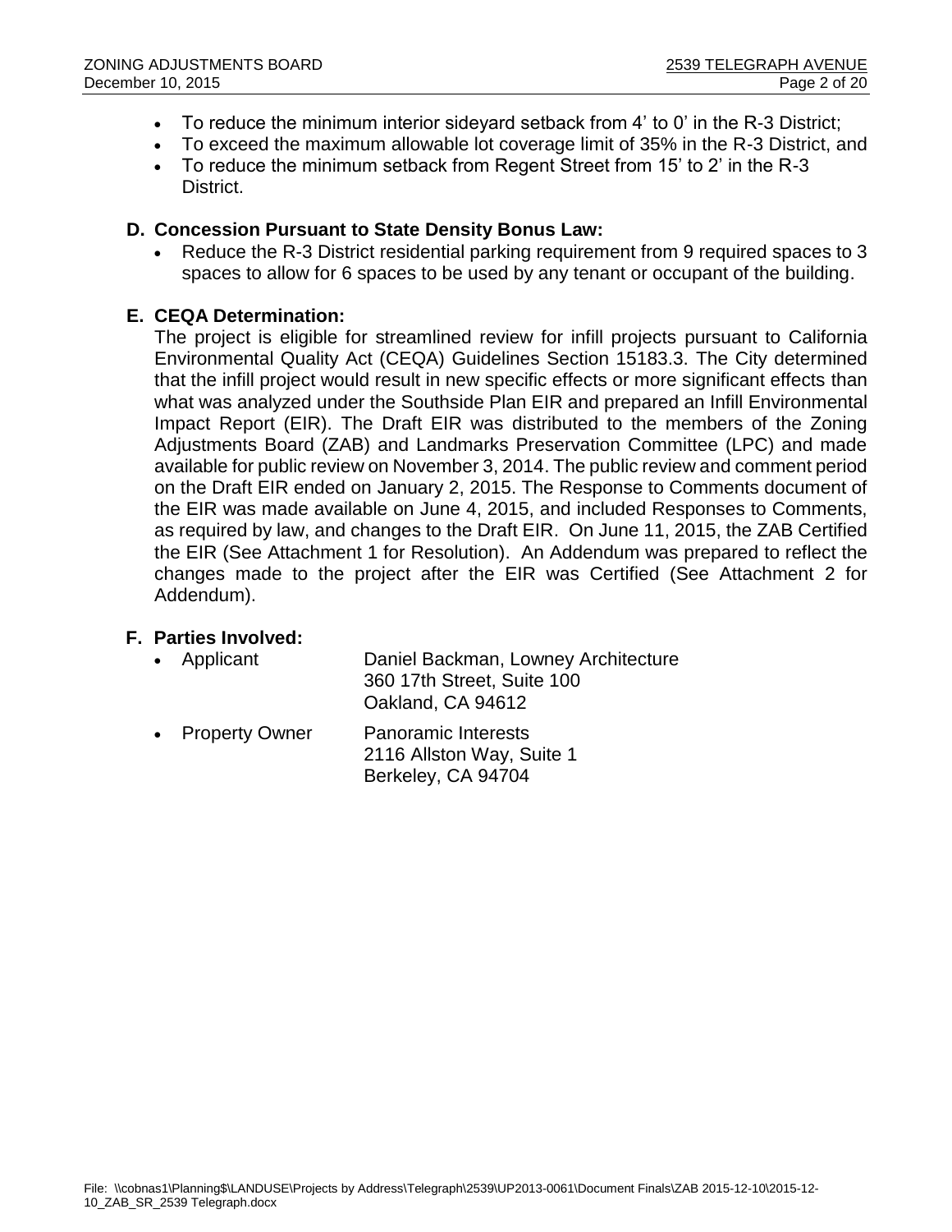- To reduce the minimum interior sideyard setback from 4' to 0' in the R-3 District;
- To exceed the maximum allowable lot coverage limit of 35% in the R-3 District, and
- To reduce the minimum setback from Regent Street from 15' to 2' in the R-3 District.

**D. Concession Pursuant to State Density Bonus Law:**

- Reduce the R-3 District residential parking requirement from 9 required spaces to 3 spaces to allow for 6 spaces to be used by any tenant or occupant of the building.

**E. CEQA Determination:**

The project is eligible for streamlined review for infill projects pursuant to California Environmental Quality Act (CEQA) Guidelines Section 15183.3. The City determined that the infill project would result in new specific effects or more significant effects than what was analyzed under the Southside Plan EIR and prepared an Infill Environmental Impact Report (EIR). The Draft EIR was distributed to the members of the Zoning Adjustments Board (ZAB) and Landmarks Preservation Committee (LPC) and made available for public review on November 3, 2014. The public review and comment period on the Draft EIR ended on January 2, 2015. The Response to Comments document of the EIR was made available on June 4, 2015, and included Responses to Comments, as required by law, and changes to the Draft EIR. On June 11, 2015, the ZAB Certified the EIR (See Attachment 1 for Resolution). An Addendum was prepared to reflect the changes made to the project after the EIR was Certified (See Attachment 2 for Addendum).

**F. Parties Involved:**

- Applicant: Daniel Backman, Lowney Architecture
  360 17th Street, Suite 100
  Oakland, CA 94612
- Property Owner: Panoramic Interests
  2116 Allston Way, Suite 1
  Berkeley, CA 94704

File: \\cobnas1\Planning$\LANDUSE\Projects by Address\Telegraph\2539\UP2013-0061\Document Finals\ZAB 2015-12-10\2015-12-10_ZAB_SR_2539 Telegraph.docx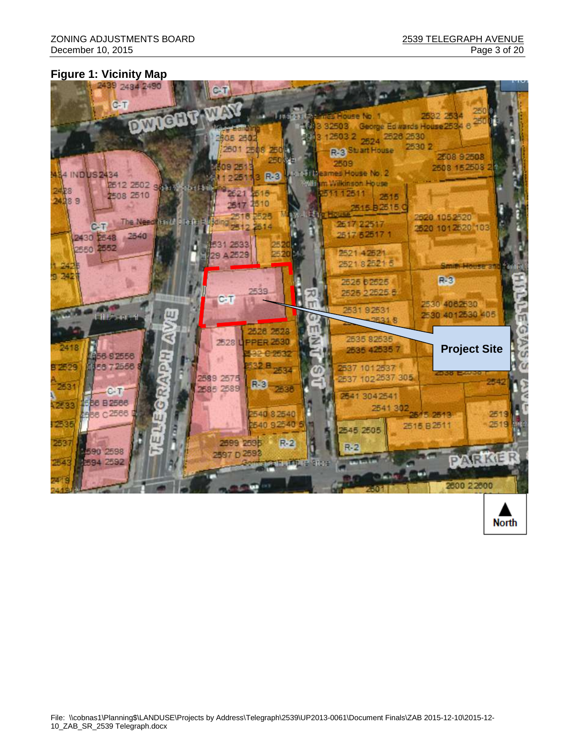**Figure 1: Vicinity Map**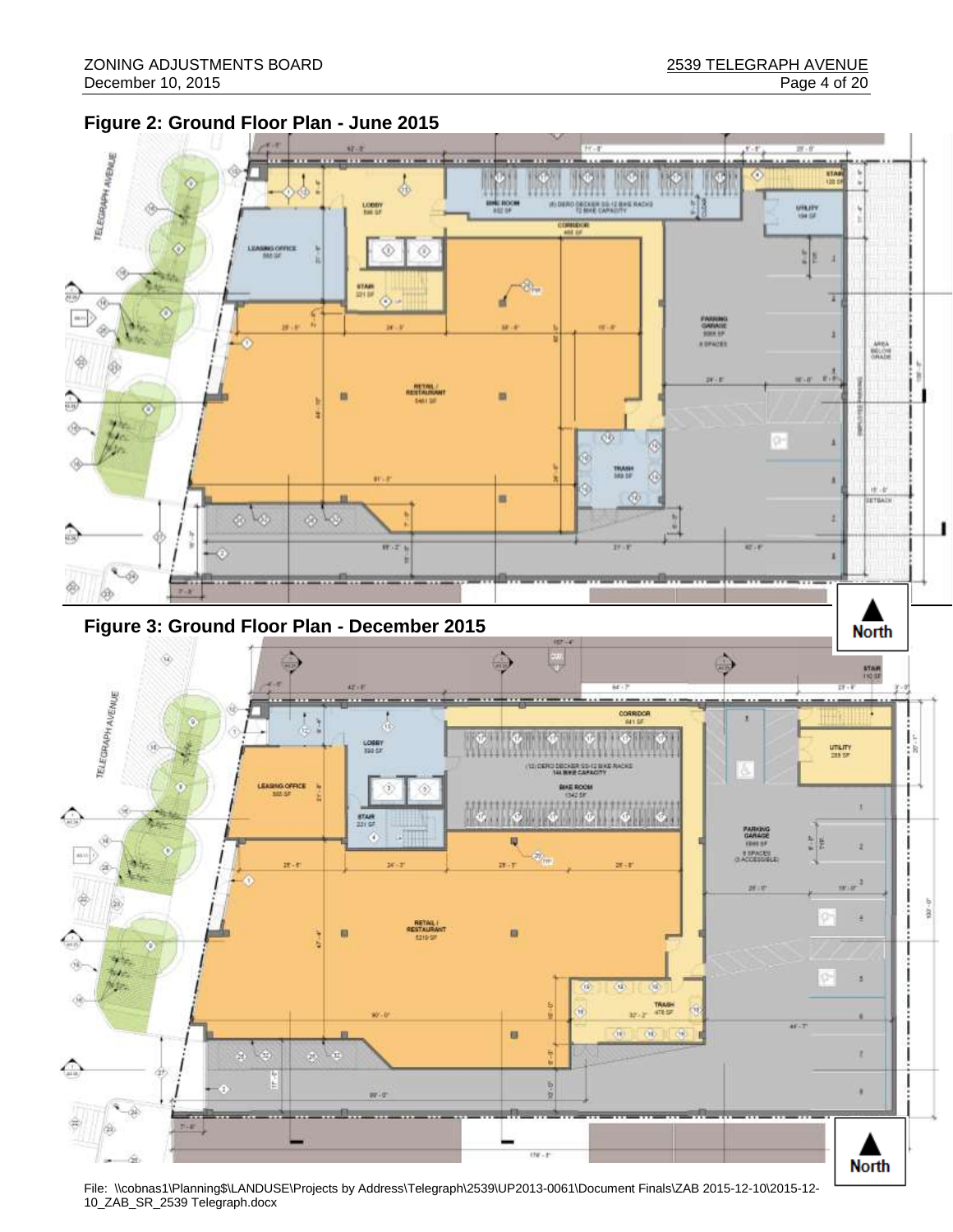## Figure 2: Ground Floor Plan - June 2015

## Figure 3: Ground Floor Plan - December 2015

File: \\cobnas1\Planning$\LANDUSE\Projects by Address\Telegraph\2539\UP2013-0061\Document Finals\ZAB 2015-12-10\2015-12-10_ZAB_SR_2539 Telegraph.docx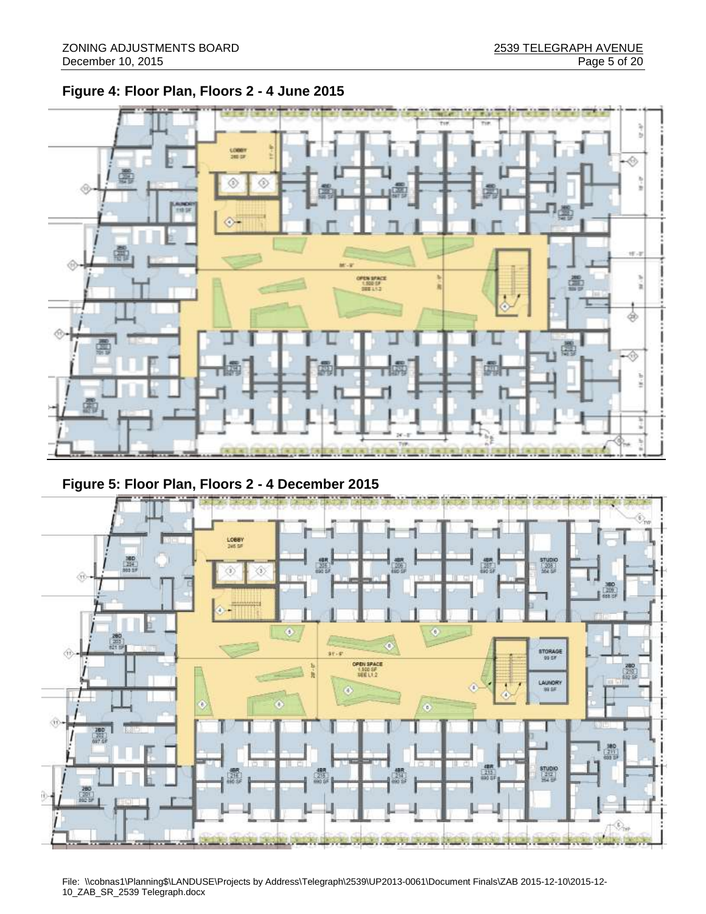**Figure 4: Floor Plan, Floors 2 - 4 June 2015**

**Figure 5: Floor Plan, Floors 2 - 4 December 2015**

File: \\cobnas1\Planning$\LANDUSE\Projects by Address\Telegraph\2539\UP2013-0061\Document Finals\ZAB 2015-12-10\2015-12-10_ZAB_SR_2539 Telegraph.docx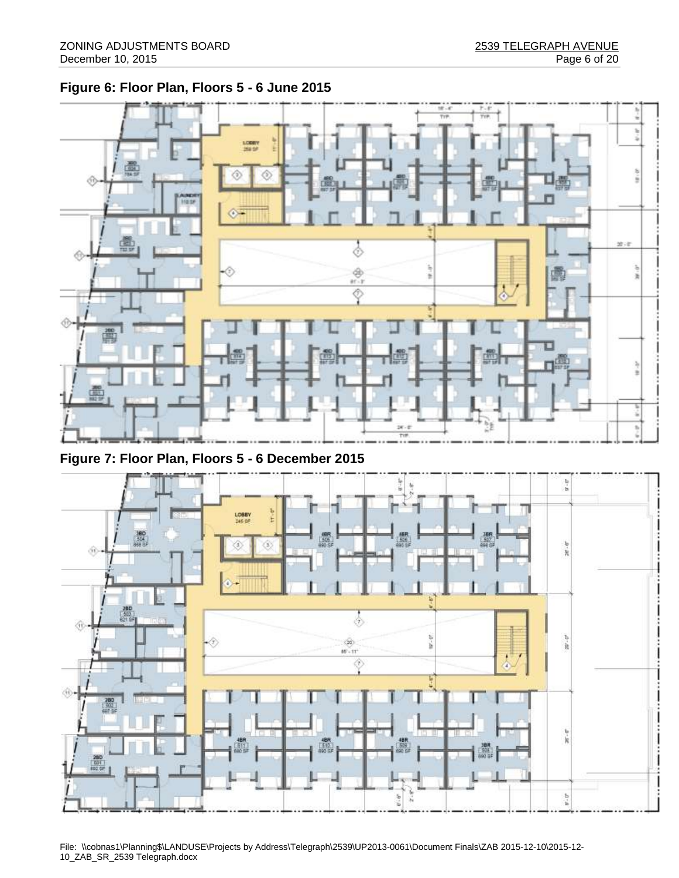**Figure 6: Floor Plan, Floors 5 - 6 June 2015**

**Figure 7: Floor Plan, Floors 5 - 6 December 2015**

File: \\cobnas1\Planning$\LANDUSE\Projects by Address\Telegraph\2539\UP2013-0061\Document Finals\ZAB 2015-12-10\2015-12-10_ZAB_SR_2539 Telegraph.docx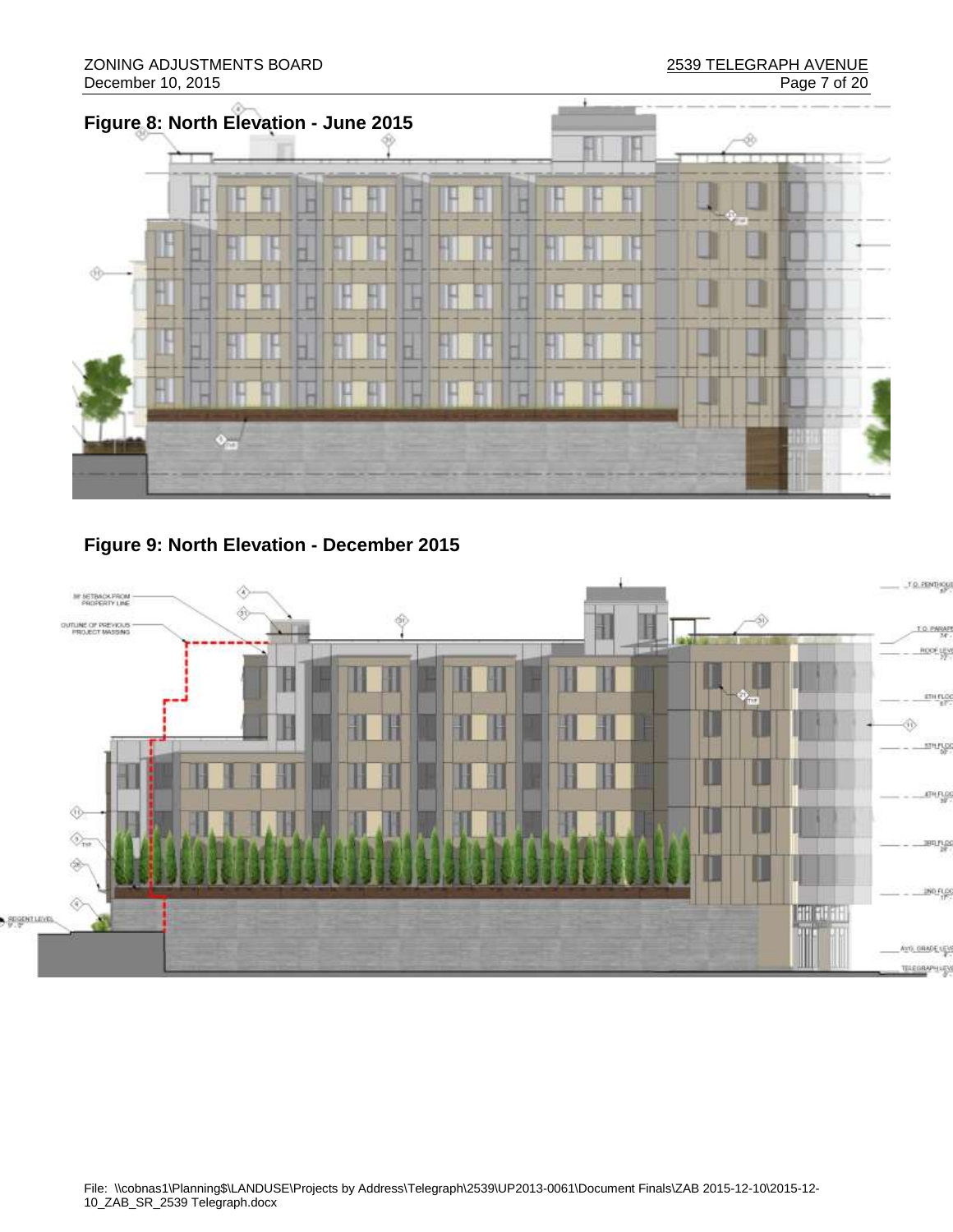**Figure 8: North Elevation - June 2015**

**Figure 9: North Elevation - December 2015**

File: \\cobnas1\Planning$\LANDUSE\Projects by Address\Telegraph\2539\UP2013-0061\Document Finals\ZAB 2015-12-10\2015-12-10_ZAB_SR_2539 Telegraph.docx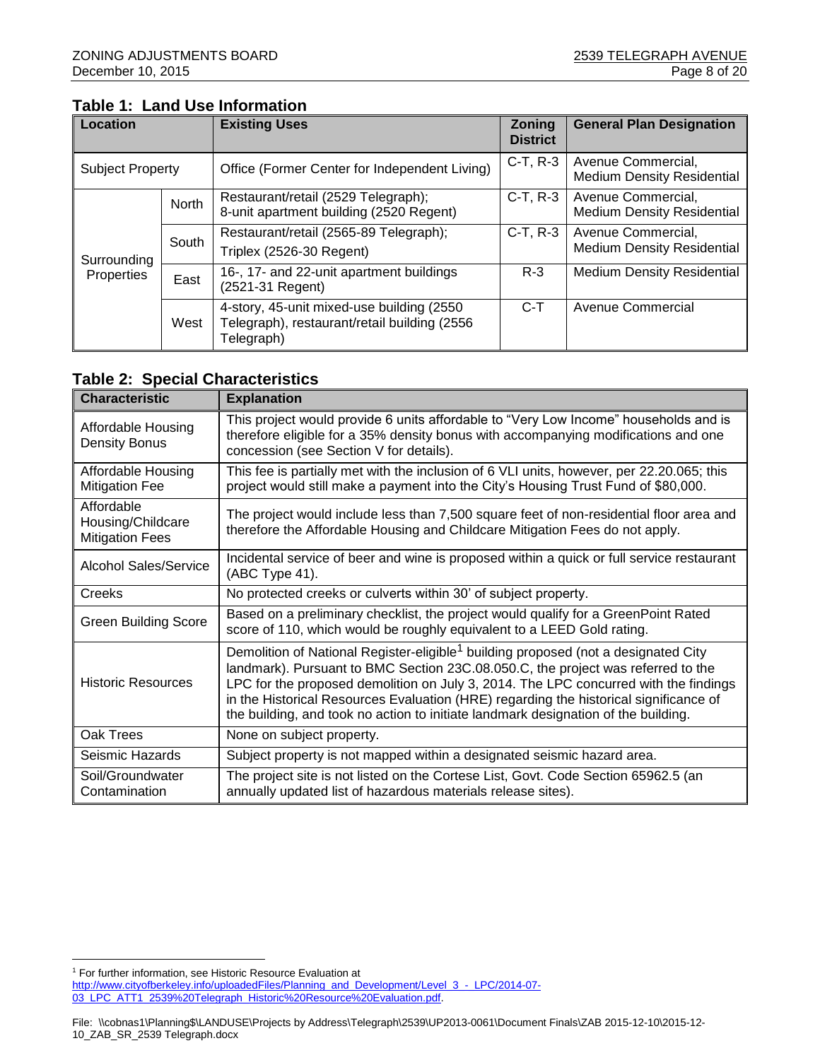### Table 1: Land Use Information

| Location | | Existing Uses | Zoning District | General Plan Designation |
|---|---|---|---|---|
| Subject Property | | Office (Former Center for Independent Living) | C-T, R-3 | Avenue Commercial, Medium Density Residential |
| Surrounding Properties | North | Restaurant/retail (2529 Telegraph); 8-unit apartment building (2520 Regent) | C-T, R-3 | Avenue Commercial, Medium Density Residential |
| | South | Restaurant/retail (2565-89 Telegraph); Triplex (2526-30 Regent) | C-T, R-3 | Avenue Commercial, Medium Density Residential |
| | East | 16-, 17- and 22-unit apartment buildings (2521-31 Regent) | R-3 | Medium Density Residential |
| | West | 4-story, 45-unit mixed-use building (2550 Telegraph), restaurant/retail building (2556 Telegraph) | C-T | Avenue Commercial |

### Table 2: Special Characteristics

| Characteristic | Explanation |
|---|---|
| Affordable Housing Density Bonus | This project would provide 6 units affordable to "Very Low Income" households and is therefore eligible for a 35% density bonus with accompanying modifications and one concession (see Section V for details). |
| Affordable Housing Mitigation Fee | This fee is partially met with the inclusion of 6 VLI units, however, per 22.20.065; this project would still make a payment into the City's Housing Trust Fund of $80,000. |
| Affordable Housing/Childcare Mitigation Fees | The project would include less than 7,500 square feet of non-residential floor area and therefore the Affordable Housing and Childcare Mitigation Fees do not apply. |
| Alcohol Sales/Service | Incidental service of beer and wine is proposed within a quick or full service restaurant (ABC Type 41). |
| Creeks | No protected creeks or culverts within 30' of subject property. |
| Green Building Score | Based on a preliminary checklist, the project would qualify for a GreenPoint Rated score of 110, which would be roughly equivalent to a LEED Gold rating. |
| Historic Resources | Demolition of National Register-eligible[1] building proposed (not a designated City landmark). Pursuant to BMC Section 23C.08.050.C, the project was referred to the LPC for the proposed demolition on July 3, 2014. The LPC concurred with the findings in the Historical Resources Evaluation (HRE) regarding the historical significance of the building, and took no action to initiate landmark designation of the building. |
| Oak Trees | None on subject property. |
| Seismic Hazards | Subject property is not mapped within a designated seismic hazard area. |
| Soil/Groundwater Contamination | The project site is not listed on the Cortese List, Govt. Code Section 65962.5 (an annually updated list of hazardous materials release sites). |

[1] For further information, see Historic Resource Evaluation at http://www.cityofberkeley.info/uploadedFiles/Planning_and_Development/Level_3_-_LPC/2014-07-03_LPC_ATT1_2539%20Telegraph_Historic%20Resource%20Evaluation.pdf.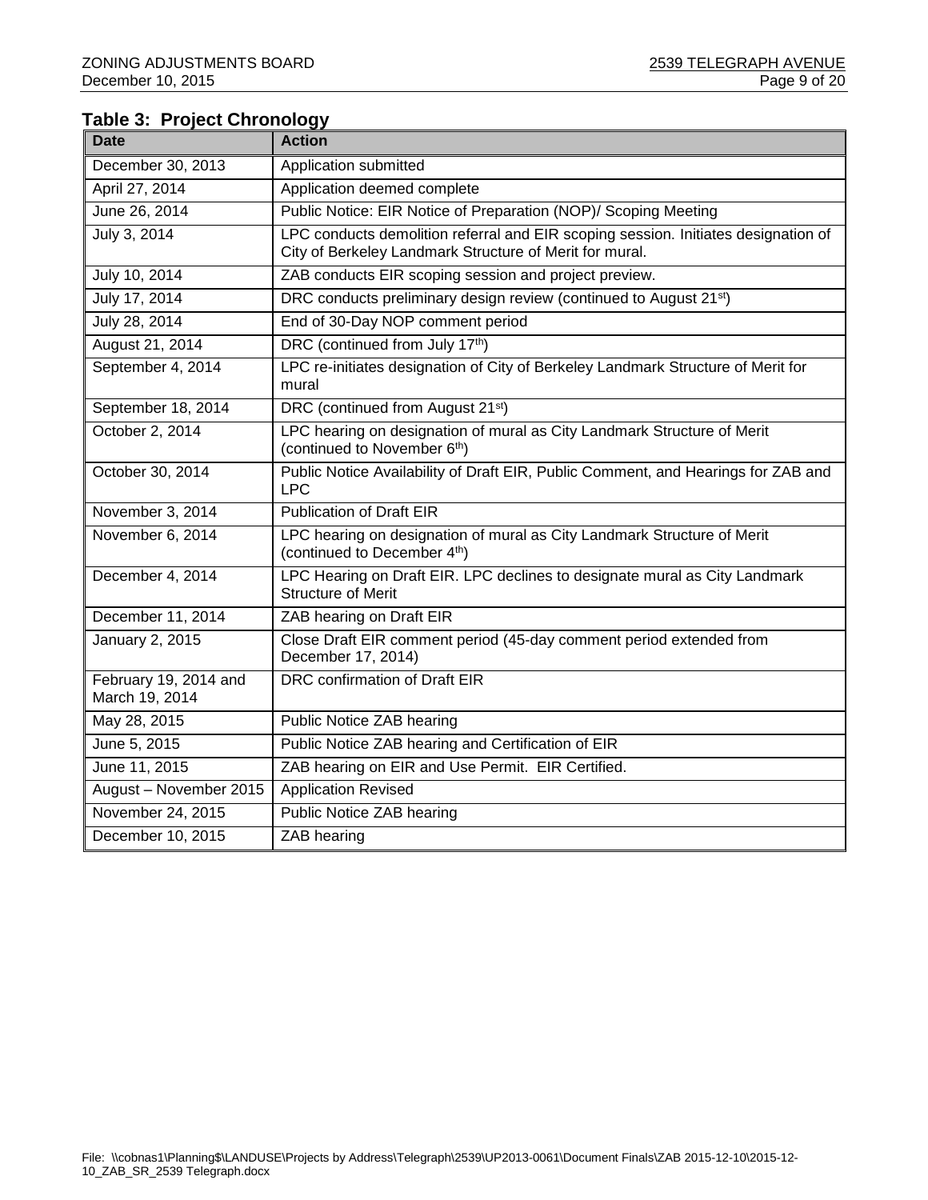**Table 3: Project Chronology**

| Date | Action |
|---|---|
| December 30, 2013 | Application submitted |
| April 27, 2014 | Application deemed complete |
| June 26, 2014 | Public Notice: EIR Notice of Preparation (NOP)/ Scoping Meeting |
| July 3, 2014 | LPC conducts demolition referral and EIR scoping session. Initiates designation of City of Berkeley Landmark Structure of Merit for mural. |
| July 10, 2014 | ZAB conducts EIR scoping session and project preview. |
| July 17, 2014 | DRC conducts preliminary design review (continued to August 21st) |
| July 28, 2014 | End of 30-Day NOP comment period |
| August 21, 2014 | DRC (continued from July 17th) |
| September 4, 2014 | LPC re-initiates designation of City of Berkeley Landmark Structure of Merit for mural |
| September 18, 2014 | DRC (continued from August 21st) |
| October 2, 2014 | LPC hearing on designation of mural as City Landmark Structure of Merit (continued to November 6th) |
| October 30, 2014 | Public Notice Availability of Draft EIR, Public Comment, and Hearings for ZAB and LPC |
| November 3, 2014 | Publication of Draft EIR |
| November 6, 2014 | LPC hearing on designation of mural as City Landmark Structure of Merit (continued to December 4th) |
| December 4, 2014 | LPC Hearing on Draft EIR. LPC declines to designate mural as City Landmark Structure of Merit |
| December 11, 2014 | ZAB hearing on Draft EIR |
| January 2, 2015 | Close Draft EIR comment period (45-day comment period extended from December 17, 2014) |
| February 19, 2014 and March 19, 2014 | DRC confirmation of Draft EIR |
| May 28, 2015 | Public Notice ZAB hearing |
| June 5, 2015 | Public Notice ZAB hearing and Certification of EIR |
| June 11, 2015 | ZAB hearing on EIR and Use Permit. EIR Certified. |
| August – November 2015 | Application Revised |
| November 24, 2015 | Public Notice ZAB hearing |
| December 10, 2015 | ZAB hearing |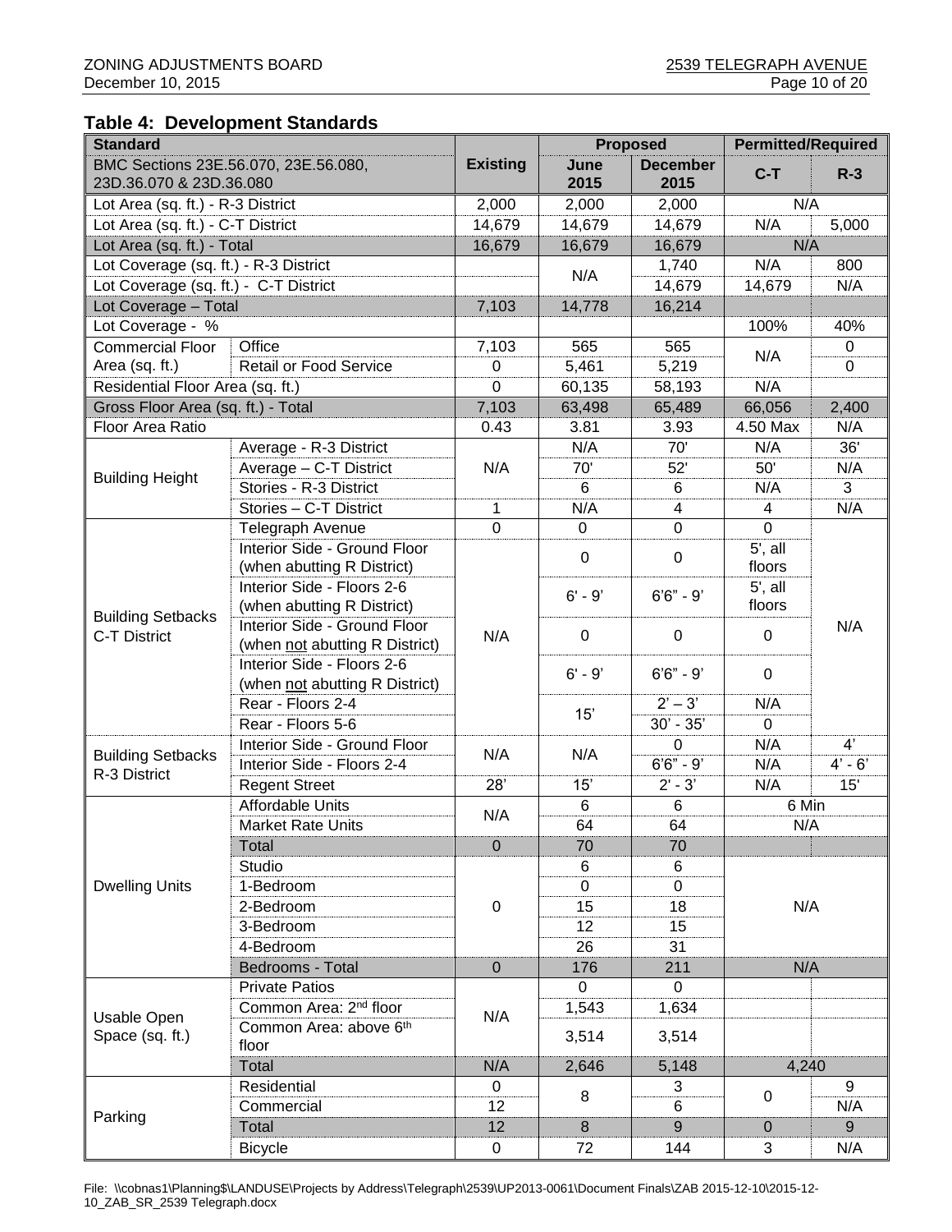## Table 4: Development Standards

| Standard | | Existing | Proposed | | Permitted/Required | |
|---|---|---|---|---|---|---|
| BMC Sections 23E.56.070, 23E.56.080, 23D.36.070 & 23D.36.080 | | | June 2015 | December 2015 | C-T | R-3 |
| Lot Area (sq. ft.) - R-3 District | | 2,000 | 2,000 | 2,000 | N/A | |
| Lot Area (sq. ft.) - C-T District | | 14,679 | 14,679 | 14,679 | N/A | 5,000 |
| Lot Area (sq. ft.) - Total | | 16,679 | 16,679 | 16,679 | N/A | |
| Lot Coverage (sq. ft.) - R-3 District | | | N/A | 1,740 | N/A | 800 |
| Lot Coverage (sq. ft.) - C-T District | | | | 14,679 | 14,679 | N/A |
| Lot Coverage – Total | | 7,103 | 14,778 | 16,214 | | |
| Lot Coverage - % | | | | | 100% | 40% |
| Commercial Floor Area (sq. ft.) | Office | 7,103 | 565 | 565 | N/A | 0 |
| | Retail or Food Service | 0 | 5,461 | 5,219 | | 0 |
| Residential Floor Area (sq. ft.) | | 0 | 60,135 | 58,193 | N/A | |
| Gross Floor Area (sq. ft.) - Total | | 7,103 | 63,498 | 65,489 | 66,056 | 2,400 |
| Floor Area Ratio | | 0.43 | 3.81 | 3.93 | 4.50 Max | N/A |
| Building Height | Average - R-3 District | N/A | N/A | 70' | N/A | 36' |
| | Average – C-T District | | 70' | 52' | 50' | N/A |
| | Stories - R-3 District | | 6 | 6 | N/A | 3 |
| | Stories – C-T District | 1 | N/A | 4 | 4 | N/A |
| Building Setbacks C-T District | Telegraph Avenue | 0 | 0 | 0 | 0 | N/A |
| | Interior Side - Ground Floor (when abutting R District) | N/A | 0 | 0 | 5', all floors | |
| | Interior Side - Floors 2-6 (when abutting R District) | | 6' - 9' | 6'6" - 9' | 5', all floors | |
| | Interior Side - Ground Floor (when not abutting R District) | | 0 | 0 | 0 | |
| | Interior Side - Floors 2-6 (when not abutting R District) | | 6' - 9' | 6'6" - 9' | 0 | |
| | Rear - Floors 2-4 | | 15' | 2' – 3' | N/A | |
| | Rear - Floors 5-6 | | | 30' - 35' | 0 | |
| Building Setbacks R-3 District | Interior Side - Ground Floor | N/A | N/A | 0 | N/A | 4' |
| | Interior Side - Floors 2-4 | | | 6'6" - 9' | N/A | 4' - 6' |
| | Regent Street | 28' | 15' | 2' - 3' | N/A | 15' |
| Dwelling Units | Affordable Units | N/A | 6 | 6 | 6 Min | |
| | Market Rate Units | | 64 | 64 | N/A | |
| | Total | 0 | 70 | 70 | | |
| | Studio | 0 | 6 | 6 | N/A | |
| | 1-Bedroom | | 0 | 0 | | |
| | 2-Bedroom | | 15 | 18 | | |
| | 3-Bedroom | | 12 | 15 | | |
| | 4-Bedroom | | 26 | 31 | | |
| | Bedrooms - Total | 0 | 176 | 211 | N/A | |
| Usable Open Space (sq. ft.) | Private Patios | N/A | 0 | 0 | | |
| | Common Area: 2nd floor | | 1,543 | 1,634 | | |
| | Common Area: above 6th floor | | 3,514 | 3,514 | | |
| | Total | N/A | 2,646 | 5,148 | 4,240 | |
| Parking | Residential | 0 | 8 | 3 | 0 | 9 |
| | Commercial | 12 | | 6 | | N/A |
| | Total | 12 | 8 | 9 | 0 | 9 |
| | Bicycle | 0 | 72 | 144 | 3 | N/A |

File: \\cobnas1\Planning$\LANDUSE\Projects by Address\Telegraph\2539\UP2013-0061\Document Finals\ZAB 2015-12-10\2015-12-10_ZAB_SR_2539 Telegraph.docx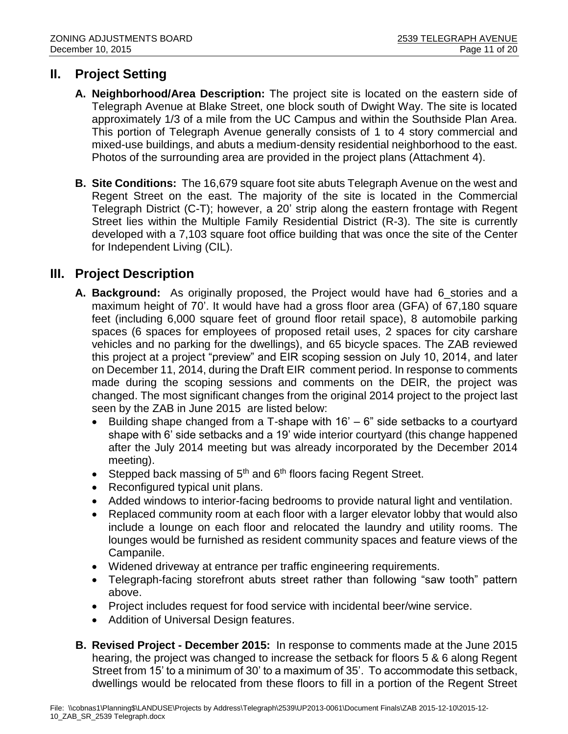## II. Project Setting

**A. Neighborhood/Area Description:** The project site is located on the eastern side of Telegraph Avenue at Blake Street, one block south of Dwight Way. The site is located approximately 1/3 of a mile from the UC Campus and within the Southside Plan Area. This portion of Telegraph Avenue generally consists of 1 to 4 story commercial and mixed-use buildings, and abuts a medium-density residential neighborhood to the east. Photos of the surrounding area are provided in the project plans (Attachment 4).

**B. Site Conditions:** The 16,679 square foot site abuts Telegraph Avenue on the west and Regent Street on the east. The majority of the site is located in the Commercial Telegraph District (C-T); however, a 20' strip along the eastern frontage with Regent Street lies within the Multiple Family Residential District (R-3). The site is currently developed with a 7,103 square foot office building that was once the site of the Center for Independent Living (CIL).

## III. Project Description

**A. Background:** As originally proposed, the Project would have had 6_stories and a maximum height of 70'. It would have had a gross floor area (GFA) of 67,180 square feet (including 6,000 square feet of ground floor retail space), 8 automobile parking spaces (6 spaces for employees of proposed retail uses, 2 spaces for city carshare vehicles and no parking for the dwellings), and 65 bicycle spaces. The ZAB reviewed this project at a project "preview" and EIR scoping session on July 10, 2014, and later on December 11, 2014, during the Draft EIR comment period. In response to comments made during the scoping sessions and comments on the DEIR, the project was changed. The most significant changes from the original 2014 project to the project last seen by the ZAB in June 2015 are listed below:

- Building shape changed from a T-shape with 16' – 6" side setbacks to a courtyard shape with 6' side setbacks and a 19' wide interior courtyard (this change happened after the July 2014 meeting but was already incorporated by the December 2014 meeting).
- Stepped back massing of 5th and 6th floors facing Regent Street.
- Reconfigured typical unit plans.
- Added windows to interior-facing bedrooms to provide natural light and ventilation.
- Replaced community room at each floor with a larger elevator lobby that would also include a lounge on each floor and relocated the laundry and utility rooms. The lounges would be furnished as resident community spaces and feature views of the Campanile.
- Widened driveway at entrance per traffic engineering requirements.
- Telegraph-facing storefront abuts street rather than following "saw tooth" pattern above.
- Project includes request for food service with incidental beer/wine service.
- Addition of Universal Design features.

**B. Revised Project - December 2015:** In response to comments made at the June 2015 hearing, the project was changed to increase the setback for floors 5 & 6 along Regent Street from 15' to a minimum of 30' to a maximum of 35'. To accommodate this setback, dwellings would be relocated from these floors to fill in a portion of the Regent Street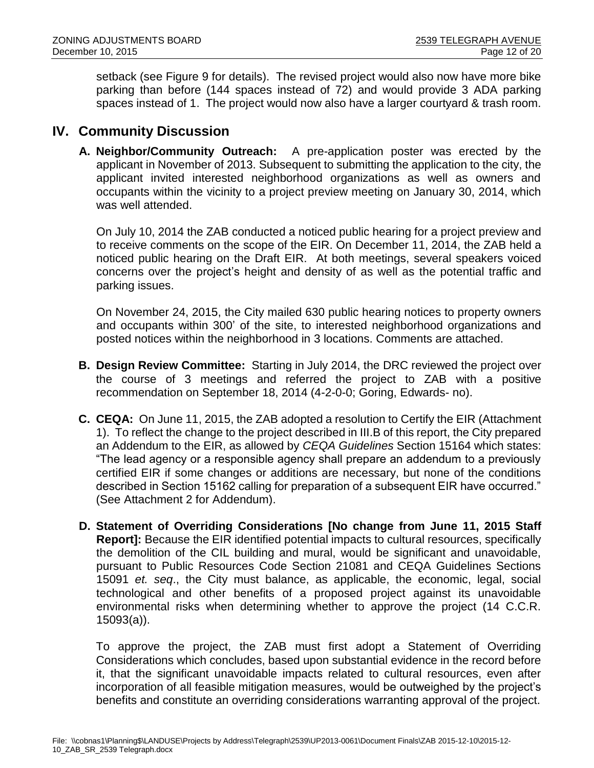setback (see Figure 9 for details). The revised project would also now have more bike parking than before (144 spaces instead of 72) and would provide 3 ADA parking spaces instead of 1. The project would now also have a larger courtyard & trash room.

## IV. Community Discussion

**A. Neighbor/Community Outreach:** A pre-application poster was erected by the applicant in November of 2013. Subsequent to submitting the application to the city, the applicant invited interested neighborhood organizations as well as owners and occupants within the vicinity to a project preview meeting on January 30, 2014, which was well attended.

On July 10, 2014 the ZAB conducted a noticed public hearing for a project preview and to receive comments on the scope of the EIR. On December 11, 2014, the ZAB held a noticed public hearing on the Draft EIR. At both meetings, several speakers voiced concerns over the project's height and density of as well as the potential traffic and parking issues.

On November 24, 2015, the City mailed 630 public hearing notices to property owners and occupants within 300' of the site, to interested neighborhood organizations and posted notices within the neighborhood in 3 locations. Comments are attached.

**B. Design Review Committee:** Starting in July 2014, the DRC reviewed the project over the course of 3 meetings and referred the project to ZAB with a positive recommendation on September 18, 2014 (4-2-0-0; Goring, Edwards- no).

**C. CEQA:** On June 11, 2015, the ZAB adopted a resolution to Certify the EIR (Attachment 1). To reflect the change to the project described in III.B of this report, the City prepared an Addendum to the EIR, as allowed by *CEQA Guidelines* Section 15164 which states: "The lead agency or a responsible agency shall prepare an addendum to a previously certified EIR if some changes or additions are necessary, but none of the conditions described in Section 15162 calling for preparation of a subsequent EIR have occurred." (See Attachment 2 for Addendum).

**D. Statement of Overriding Considerations [No change from June 11, 2015 Staff Report]:** Because the EIR identified potential impacts to cultural resources, specifically the demolition of the CIL building and mural, would be significant and unavoidable, pursuant to Public Resources Code Section 21081 and CEQA Guidelines Sections 15091 *et. seq*., the City must balance, as applicable, the economic, legal, social technological and other benefits of a proposed project against its unavoidable environmental risks when determining whether to approve the project (14 C.C.R. 15093(a)).

To approve the project, the ZAB must first adopt a Statement of Overriding Considerations which concludes, based upon substantial evidence in the record before it, that the significant unavoidable impacts related to cultural resources, even after incorporation of all feasible mitigation measures, would be outweighed by the project's benefits and constitute an overriding considerations warranting approval of the project.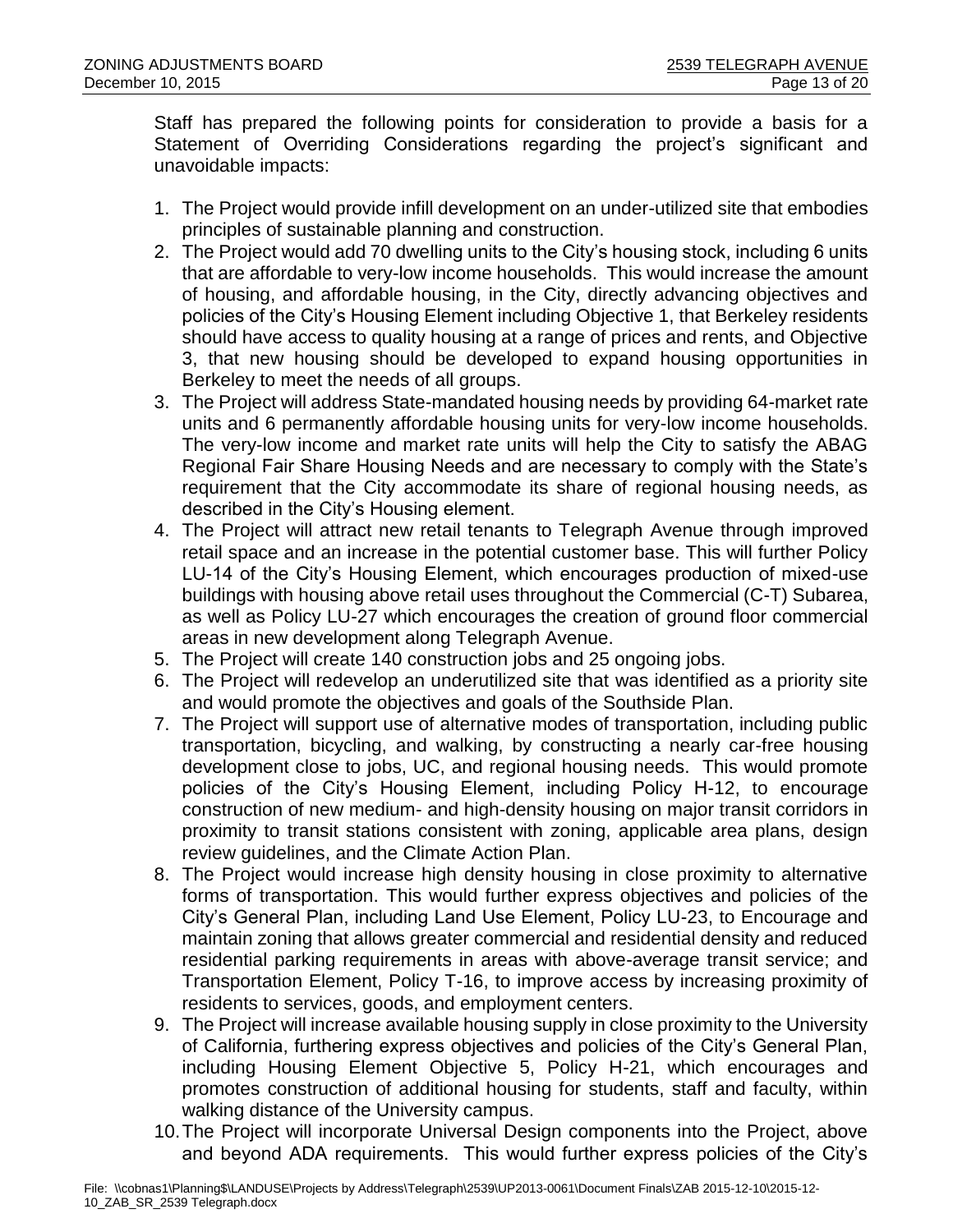Staff has prepared the following points for consideration to provide a basis for a Statement of Overriding Considerations regarding the project's significant and unavoidable impacts:

1. The Project would provide infill development on an under-utilized site that embodies principles of sustainable planning and construction.
2. The Project would add 70 dwelling units to the City's housing stock, including 6 units that are affordable to very-low income households. This would increase the amount of housing, and affordable housing, in the City, directly advancing objectives and policies of the City's Housing Element including Objective 1, that Berkeley residents should have access to quality housing at a range of prices and rents, and Objective 3, that new housing should be developed to expand housing opportunities in Berkeley to meet the needs of all groups.
3. The Project will address State-mandated housing needs by providing 64-market rate units and 6 permanently affordable housing units for very-low income households. The very-low income and market rate units will help the City to satisfy the ABAG Regional Fair Share Housing Needs and are necessary to comply with the State's requirement that the City accommodate its share of regional housing needs, as described in the City's Housing element.
4. The Project will attract new retail tenants to Telegraph Avenue through improved retail space and an increase in the potential customer base. This will further Policy LU-14 of the City's Housing Element, which encourages production of mixed-use buildings with housing above retail uses throughout the Commercial (C-T) Subarea, as well as Policy LU-27 which encourages the creation of ground floor commercial areas in new development along Telegraph Avenue.
5. The Project will create 140 construction jobs and 25 ongoing jobs.
6. The Project will redevelop an underutilized site that was identified as a priority site and would promote the objectives and goals of the Southside Plan.
7. The Project will support use of alternative modes of transportation, including public transportation, bicycling, and walking, by constructing a nearly car-free housing development close to jobs, UC, and regional housing needs. This would promote policies of the City's Housing Element, including Policy H-12, to encourage construction of new medium- and high-density housing on major transit corridors in proximity to transit stations consistent with zoning, applicable area plans, design review guidelines, and the Climate Action Plan.
8. The Project would increase high density housing in close proximity to alternative forms of transportation. This would further express objectives and policies of the City's General Plan, including Land Use Element, Policy LU-23, to Encourage and maintain zoning that allows greater commercial and residential density and reduced residential parking requirements in areas with above-average transit service; and Transportation Element, Policy T-16, to improve access by increasing proximity of residents to services, goods, and employment centers.
9. The Project will increase available housing supply in close proximity to the University of California, furthering express objectives and policies of the City's General Plan, including Housing Element Objective 5, Policy H-21, which encourages and promotes construction of additional housing for students, staff and faculty, within walking distance of the University campus.
10. The Project will incorporate Universal Design components into the Project, above and beyond ADA requirements. This would further express policies of the City's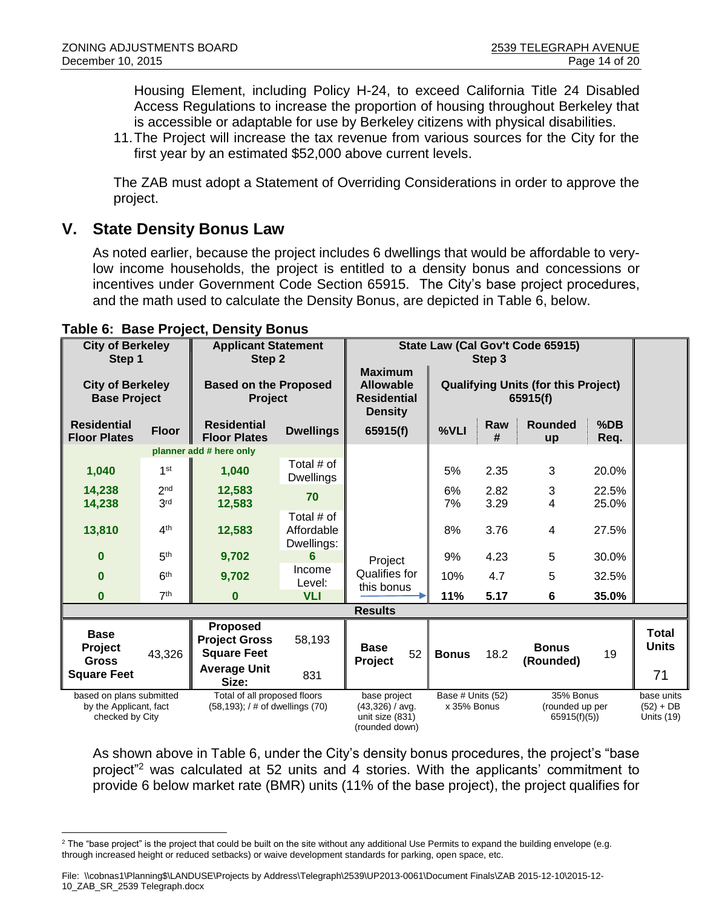Housing Element, including Policy H-24, to exceed California Title 24 Disabled Access Regulations to increase the proportion of housing throughout Berkeley that is accessible or adaptable for use by Berkeley citizens with physical disabilities.

11. The Project will increase the tax revenue from various sources for the City for the first year by an estimated $52,000 above current levels.

The ZAB must adopt a Statement of Overriding Considerations in order to approve the project.

## V. State Density Bonus Law

As noted earlier, because the project includes 6 dwellings that would be affordable to very-low income households, the project is entitled to a density bonus and concessions or incentives under Government Code Section 65915. The City's base project procedures, and the math used to calculate the Density Bonus, are depicted in Table 6, below.

**Table 6: Base Project, Density Bonus**

| City of Berkeley Step 1 | | Applicant Statement Step 2 | | State Law (Cal Gov't Code 65915) Step 3 | | | | | |
|---|---|---|---|---|---|---|---|---|---|
| City of Berkeley Base Project | | Based on the Proposed Project | | Maximum Allowable Residential Density | Qualifying Units (for this Project) 65915(f) | | | | |
| Residential Floor Plates | Floor | Residential Floor Plates | Dwellings | 65915(f) | %VLI | Raw # | Rounded up | %DB Req. | |
| | | planner add # here only | | | | | | | |
| 1,040 | 1st | 1,040 | Total # of Dwellings | | 5% | 2.35 | 3 | 20.0% | |
| 14,238 | 2nd | 12,583 | 70 | | 6% | 2.82 | 3 | 22.5% | |
| 14,238 | 3rd | 12,583 | | | 7% | 3.29 | 4 | 25.0% | |
| 13,810 | 4th | 12,583 | Total # of Affordable Dwellings: | | 8% | 3.76 | 4 | 27.5% | |
| 0 | 5th | 9,702 | 6 | Project Qualifies for this bonus | 9% | 4.23 | 5 | 30.0% | |
| 0 | 6th | 9,702 | Income Level: | | 10% | 4.7 | 5 | 32.5% | |
| 0 | 7th | 0 | VLI | → | **11%** | **5.17** | **6** | **35.0%** | |
| **Results** | | | | | | | | | |
| **Base Project Gross Square Feet** | 43,326 | **Proposed Project Gross Square Feet** / **Average Unit Size:** | 58,193 / 831 | **Base Project** 52 | **Bonus** | 18.2 | **Bonus (Rounded)** | 19 | **Total Units** 71 |
| based on plans submitted by the Applicant, fact checked by City | | Total of all proposed floors (58,193); / # of dwellings (70) | | base project (43,326) / avg. unit size (831) (rounded down) | Base # Units (52) x 35% Bonus | | 35% Bonus (rounded up per 65915(f)(5)) | | base units (52) + DB Units (19) |

As shown above in Table 6, under the City's density bonus procedures, the project's "base project"[2] was calculated at 52 units and 4 stories. With the applicants' commitment to provide 6 below market rate (BMR) units (11% of the base project), the project qualifies for

---

[2] The "base project" is the project that could be built on the site without any additional Use Permits to expand the building envelope (e.g. through increased height or reduced setbacks) or waive development standards for parking, open space, etc.

File: \\cobnas1\Planning$\LANDUSE\Projects by Address\Telegraph\2539\UP2013-0061\Document Finals\ZAB 2015-12-10\2015-12-10_ZAB_SR_2539 Telegraph.docx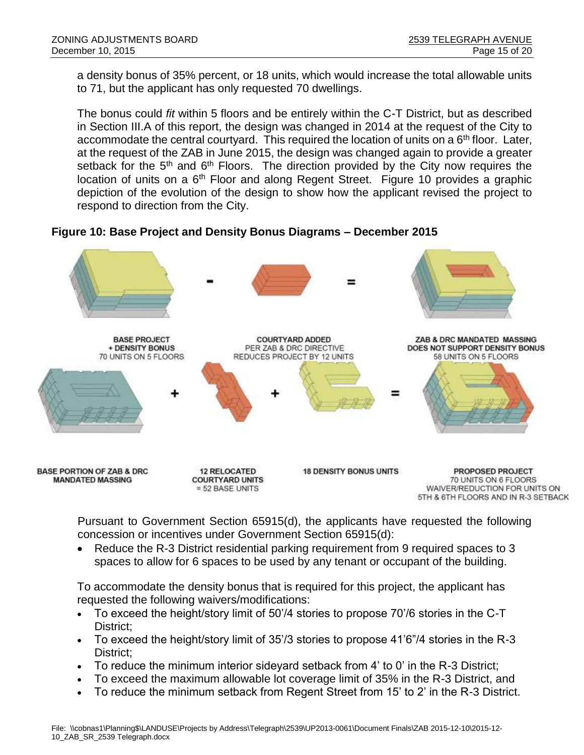a density bonus of 35% percent, or 18 units, which would increase the total allowable units to 71, but the applicant has only requested 70 dwellings.

The bonus could *fit* within 5 floors and be entirely within the C-T District, but as described in Section III.A of this report, the design was changed in 2014 at the request of the City to accommodate the central courtyard. This required the location of units on a 6th floor. Later, at the request of the ZAB in June 2015, the design was changed again to provide a greater setback for the 5th and 6th Floors. The direction provided by the City now requires the location of units on a 6th Floor and along Regent Street. Figure 10 provides a graphic depiction of the evolution of the design to show how the applicant revised the project to respond to direction from the City.

**Figure 10: Base Project and Density Bonus Diagrams – December 2015**

BASE PROJECT + DENSITY BONUS 70 UNITS ON 5 FLOORS − COURTYARD ADDED PER ZAB & DRC DIRECTIVE REDUCES PROJECT BY 12 UNITS = ZAB & DRC MANDATED MASSING DOES NOT SUPPORT DENSITY BONUS 58 UNITS ON 5 FLOORS

BASE PORTION OF ZAB & DRC MANDATED MASSING + 12 RELOCATED COURTYARD UNITS = 52 BASE UNITS + 18 DENSITY BONUS UNITS = PROPOSED PROJECT 70 UNITS ON 6 FLOORS WAIVER/REDUCTION FOR UNITS ON 5TH & 6TH FLOORS AND IN R-3 SETBACK

Pursuant to Government Section 65915(d), the applicants have requested the following concession or incentives under Government Section 65915(d):

- Reduce the R-3 District residential parking requirement from 9 required spaces to 3 spaces to allow for 6 spaces to be used by any tenant or occupant of the building.

To accommodate the density bonus that is required for this project, the applicant has requested the following waivers/modifications:

- To exceed the height/story limit of 50'/4 stories to propose 70'/6 stories in the C-T District;
- To exceed the height/story limit of 35'/3 stories to propose 41'6"/4 stories in the R-3 District;
- To reduce the minimum interior sideyard setback from 4' to 0' in the R-3 District;
- To exceed the maximum allowable lot coverage limit of 35% in the R-3 District, and
- To reduce the minimum setback from Regent Street from 15' to 2' in the R-3 District.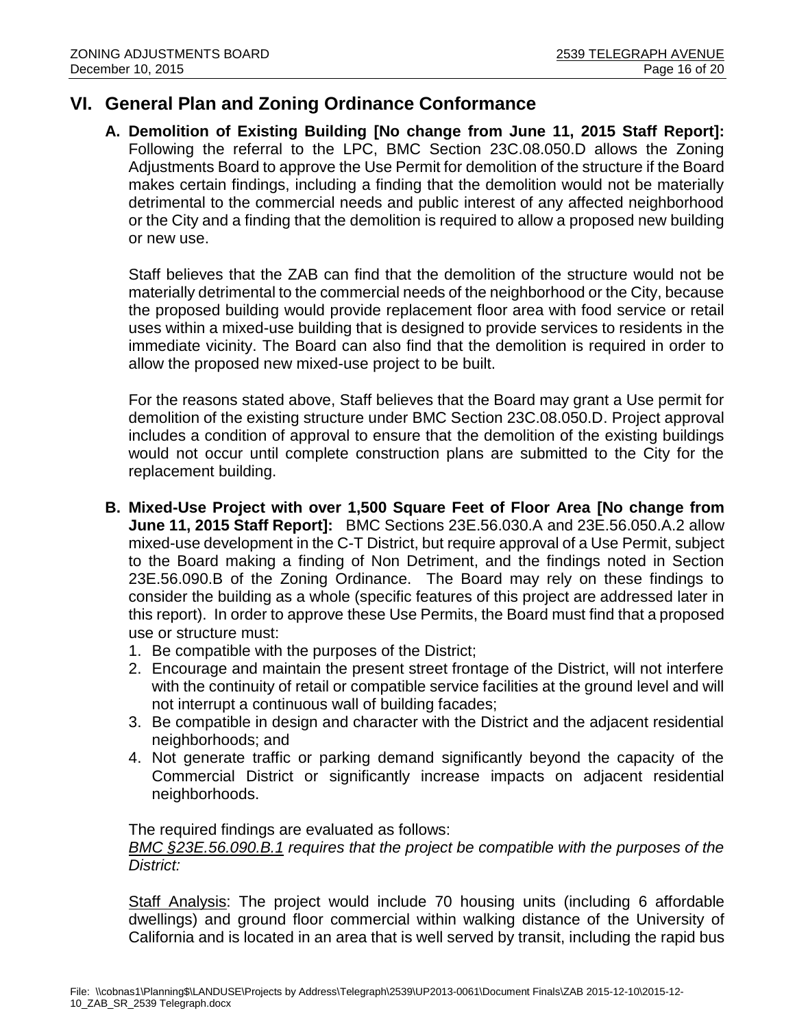## VI. General Plan and Zoning Ordinance Conformance

**A. Demolition of Existing Building [No change from June 11, 2015 Staff Report]:** Following the referral to the LPC, BMC Section 23C.08.050.D allows the Zoning Adjustments Board to approve the Use Permit for demolition of the structure if the Board makes certain findings, including a finding that the demolition would not be materially detrimental to the commercial needs and public interest of any affected neighborhood or the City and a finding that the demolition is required to allow a proposed new building or new use.

Staff believes that the ZAB can find that the demolition of the structure would not be materially detrimental to the commercial needs of the neighborhood or the City, because the proposed building would provide replacement floor area with food service or retail uses within a mixed-use building that is designed to provide services to residents in the immediate vicinity. The Board can also find that the demolition is required in order to allow the proposed new mixed-use project to be built.

For the reasons stated above, Staff believes that the Board may grant a Use permit for demolition of the existing structure under BMC Section 23C.08.050.D. Project approval includes a condition of approval to ensure that the demolition of the existing buildings would not occur until complete construction plans are submitted to the City for the replacement building.

**B. Mixed-Use Project with over 1,500 Square Feet of Floor Area [No change from June 11, 2015 Staff Report]:** BMC Sections 23E.56.030.A and 23E.56.050.A.2 allow mixed-use development in the C-T District, but require approval of a Use Permit, subject to the Board making a finding of Non Detriment, and the findings noted in Section 23E.56.090.B of the Zoning Ordinance. The Board may rely on these findings to consider the building as a whole (specific features of this project are addressed later in this report). In order to approve these Use Permits, the Board must find that a proposed use or structure must:

1. Be compatible with the purposes of the District;
2. Encourage and maintain the present street frontage of the District, will not interfere with the continuity of retail or compatible service facilities at the ground level and will not interrupt a continuous wall of building facades;
3. Be compatible in design and character with the District and the adjacent residential neighborhoods; and
4. Not generate traffic or parking demand significantly beyond the capacity of the Commercial District or significantly increase impacts on adjacent residential neighborhoods.

The required findings are evaluated as follows:
*BMC §23E.56.090.B.1 requires that the project be compatible with the purposes of the District:*

Staff Analysis: The project would include 70 housing units (including 6 affordable dwellings) and ground floor commercial within walking distance of the University of California and is located in an area that is well served by transit, including the rapid bus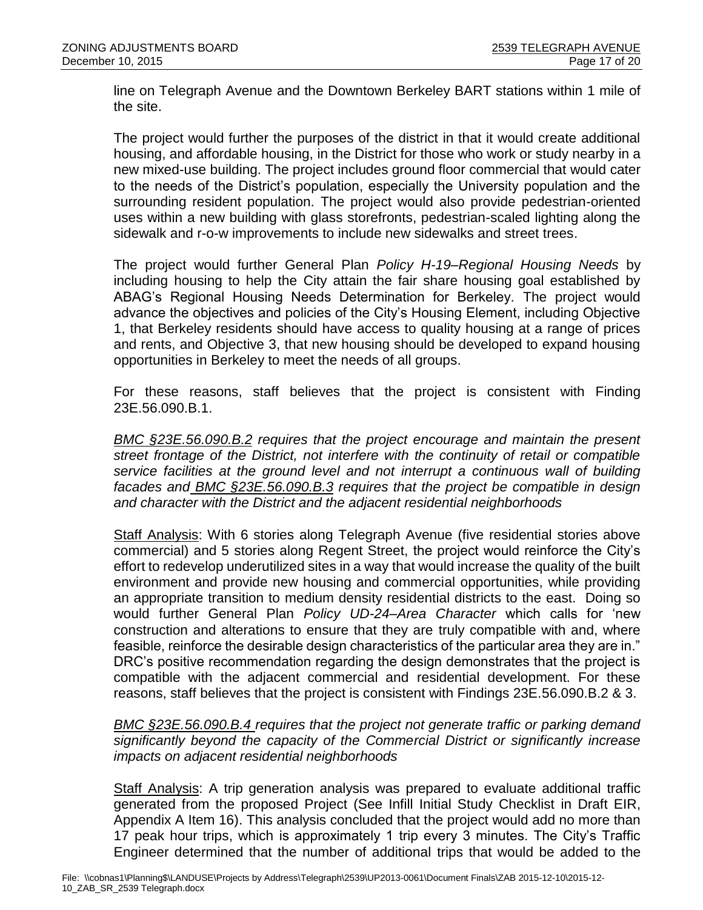line on Telegraph Avenue and the Downtown Berkeley BART stations within 1 mile of the site.

The project would further the purposes of the district in that it would create additional housing, and affordable housing, in the District for those who work or study nearby in a new mixed-use building. The project includes ground floor commercial that would cater to the needs of the District's population, especially the University population and the surrounding resident population. The project would also provide pedestrian-oriented uses within a new building with glass storefronts, pedestrian-scaled lighting along the sidewalk and r-o-w improvements to include new sidewalks and street trees.

The project would further General Plan *Policy H-19–Regional Housing Needs* by including housing to help the City attain the fair share housing goal established by ABAG's Regional Housing Needs Determination for Berkeley. The project would advance the objectives and policies of the City's Housing Element, including Objective 1, that Berkeley residents should have access to quality housing at a range of prices and rents, and Objective 3, that new housing should be developed to expand housing opportunities in Berkeley to meet the needs of all groups.

For these reasons, staff believes that the project is consistent with Finding 23E.56.090.B.1.

*<u>BMC §23E.56.090.B.2</u> requires that the project encourage and maintain the present street frontage of the District, not interfere with the continuity of retail or compatible service facilities at the ground level and not interrupt a continuous wall of building facades and <u>BMC §23E.56.090.B.3</u> requires that the project be compatible in design and character with the District and the adjacent residential neighborhoods*

<u>Staff Analysis</u>: With 6 stories along Telegraph Avenue (five residential stories above commercial) and 5 stories along Regent Street, the project would reinforce the City's effort to redevelop underutilized sites in a way that would increase the quality of the built environment and provide new housing and commercial opportunities, while providing an appropriate transition to medium density residential districts to the east. Doing so would further General Plan *Policy UD-24–Area Character* which calls for 'new construction and alterations to ensure that they are truly compatible with and, where feasible, reinforce the desirable design characteristics of the particular area they are in." DRC's positive recommendation regarding the design demonstrates that the project is compatible with the adjacent commercial and residential development. For these reasons, staff believes that the project is consistent with Findings 23E.56.090.B.2 & 3.

*<u>BMC §23E.56.090.B.4</u> requires that the project not generate traffic or parking demand significantly beyond the capacity of the Commercial District or significantly increase impacts on adjacent residential neighborhoods*

<u>Staff Analysis</u>: A trip generation analysis was prepared to evaluate additional traffic generated from the proposed Project (See Infill Initial Study Checklist in Draft EIR, Appendix A Item 16). This analysis concluded that the project would add no more than 17 peak hour trips, which is approximately 1 trip every 3 minutes. The City's Traffic Engineer determined that the number of additional trips that would be added to the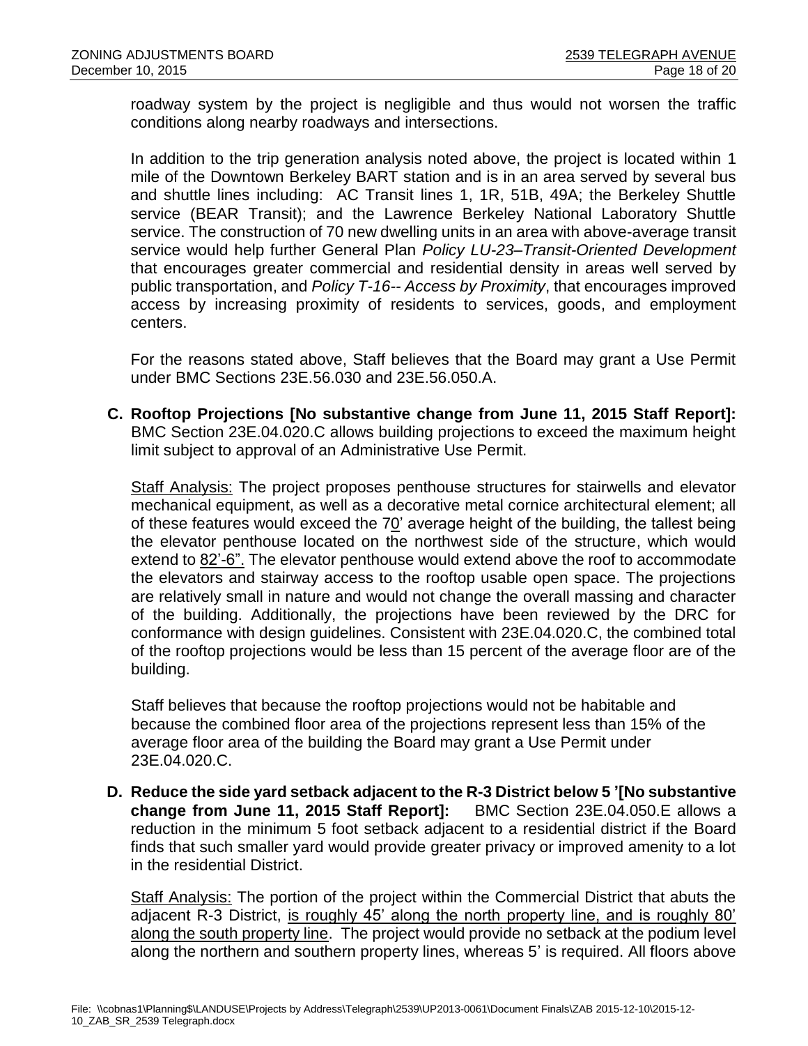roadway system by the project is negligible and thus would not worsen the traffic conditions along nearby roadways and intersections.

In addition to the trip generation analysis noted above, the project is located within 1 mile of the Downtown Berkeley BART station and is in an area served by several bus and shuttle lines including: AC Transit lines 1, 1R, 51B, 49A; the Berkeley Shuttle service (BEAR Transit); and the Lawrence Berkeley National Laboratory Shuttle service. The construction of 70 new dwelling units in an area with above-average transit service would help further General Plan *Policy LU-23–Transit-Oriented Development* that encourages greater commercial and residential density in areas well served by public transportation, and *Policy T-16-- Access by Proximity*, that encourages improved access by increasing proximity of residents to services, goods, and employment centers.

For the reasons stated above, Staff believes that the Board may grant a Use Permit under BMC Sections 23E.56.030 and 23E.56.050.A.

**C. Rooftop Projections [No substantive change from June 11, 2015 Staff Report]:** BMC Section 23E.04.020.C allows building projections to exceed the maximum height limit subject to approval of an Administrative Use Permit.

Staff Analysis: The project proposes penthouse structures for stairwells and elevator mechanical equipment, as well as a decorative metal cornice architectural element; all of these features would exceed the 70' average height of the building, the tallest being the elevator penthouse located on the northwest side of the structure, which would extend to 82'-6". The elevator penthouse would extend above the roof to accommodate the elevators and stairway access to the rooftop usable open space. The projections are relatively small in nature and would not change the overall massing and character of the building. Additionally, the projections have been reviewed by the DRC for conformance with design guidelines. Consistent with 23E.04.020.C, the combined total of the rooftop projections would be less than 15 percent of the average floor are of the building.

Staff believes that because the rooftop projections would not be habitable and because the combined floor area of the projections represent less than 15% of the average floor area of the building the Board may grant a Use Permit under 23E.04.020.C.

**D. Reduce the side yard setback adjacent to the R-3 District below 5 '[No substantive change from June 11, 2015 Staff Report]:** BMC Section 23E.04.050.E allows a reduction in the minimum 5 foot setback adjacent to a residential district if the Board finds that such smaller yard would provide greater privacy or improved amenity to a lot in the residential District.

Staff Analysis: The portion of the project within the Commercial District that abuts the adjacent R-3 District, is roughly 45' along the north property line, and is roughly 80' along the south property line. The project would provide no setback at the podium level along the northern and southern property lines, whereas 5' is required. All floors above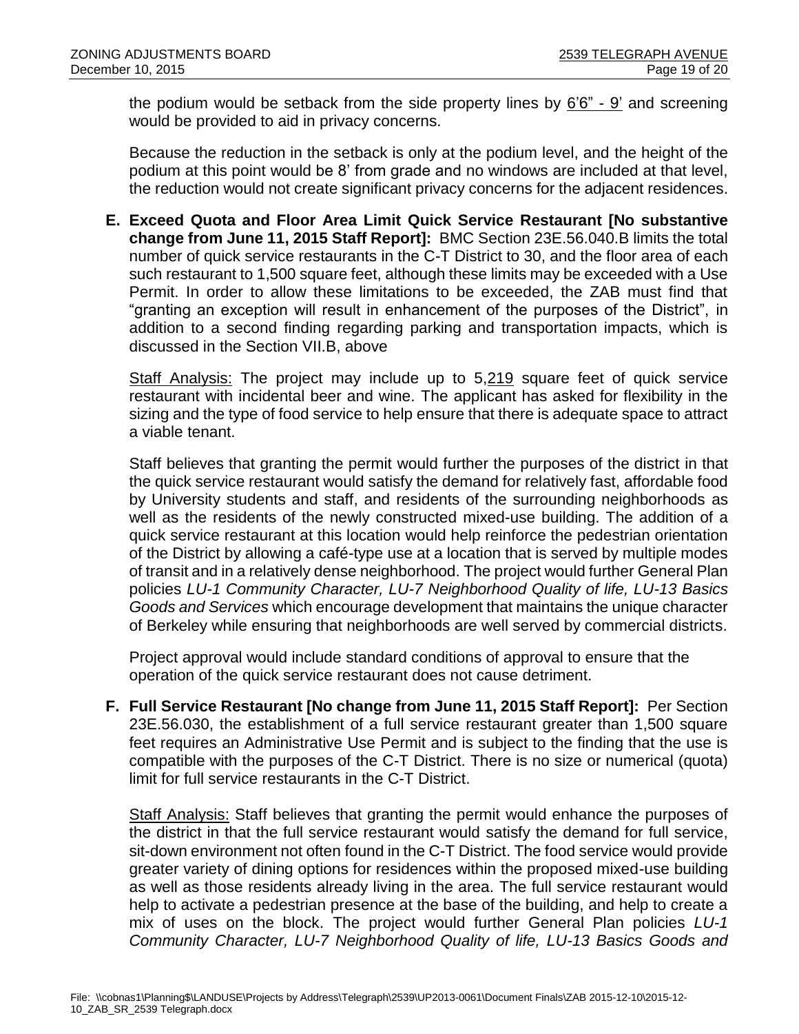the podium would be setback from the side property lines by 6'6" - 9' and screening would be provided to aid in privacy concerns.

Because the reduction in the setback is only at the podium level, and the height of the podium at this point would be 8' from grade and no windows are included at that level, the reduction would not create significant privacy concerns for the adjacent residences.

**E. Exceed Quota and Floor Area Limit Quick Service Restaurant [No substantive change from June 11, 2015 Staff Report]:** BMC Section 23E.56.040.B limits the total number of quick service restaurants in the C-T District to 30, and the floor area of each such restaurant to 1,500 square feet, although these limits may be exceeded with a Use Permit. In order to allow these limitations to be exceeded, the ZAB must find that "granting an exception will result in enhancement of the purposes of the District", in addition to a second finding regarding parking and transportation impacts, which is discussed in the Section VII.B, above

Staff Analysis: The project may include up to 5,219 square feet of quick service restaurant with incidental beer and wine. The applicant has asked for flexibility in the sizing and the type of food service to help ensure that there is adequate space to attract a viable tenant.

Staff believes that granting the permit would further the purposes of the district in that the quick service restaurant would satisfy the demand for relatively fast, affordable food by University students and staff, and residents of the surrounding neighborhoods as well as the residents of the newly constructed mixed-use building. The addition of a quick service restaurant at this location would help reinforce the pedestrian orientation of the District by allowing a café-type use at a location that is served by multiple modes of transit and in a relatively dense neighborhood. The project would further General Plan policies *LU-1 Community Character, LU-7 Neighborhood Quality of life, LU-13 Basics Goods and Services* which encourage development that maintains the unique character of Berkeley while ensuring that neighborhoods are well served by commercial districts.

Project approval would include standard conditions of approval to ensure that the operation of the quick service restaurant does not cause detriment.

**F. Full Service Restaurant [No change from June 11, 2015 Staff Report]:** Per Section 23E.56.030, the establishment of a full service restaurant greater than 1,500 square feet requires an Administrative Use Permit and is subject to the finding that the use is compatible with the purposes of the C-T District. There is no size or numerical (quota) limit for full service restaurants in the C-T District.

Staff Analysis: Staff believes that granting the permit would enhance the purposes of the district in that the full service restaurant would satisfy the demand for full service, sit-down environment not often found in the C-T District. The food service would provide greater variety of dining options for residences within the proposed mixed-use building as well as those residents already living in the area. The full service restaurant would help to activate a pedestrian presence at the base of the building, and help to create a mix of uses on the block. The project would further General Plan policies *LU-1 Community Character, LU-7 Neighborhood Quality of life, LU-13 Basics Goods and*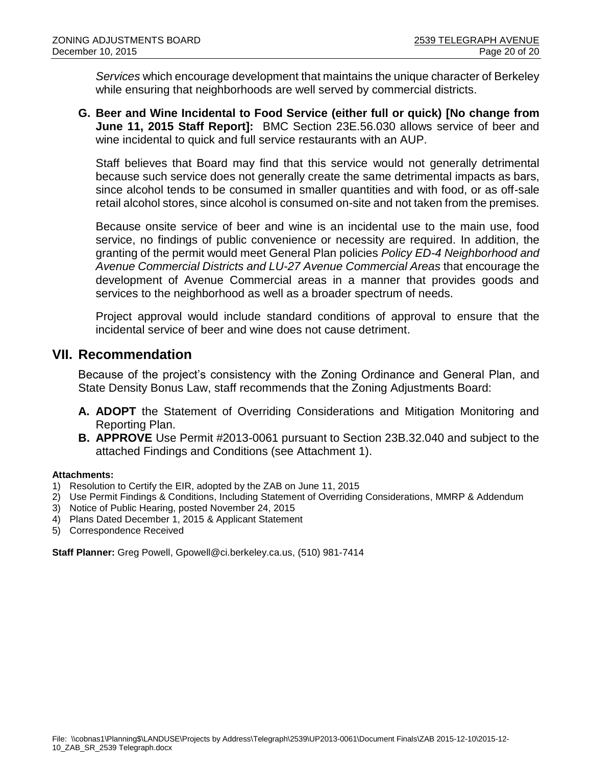*Services* which encourage development that maintains the unique character of Berkeley while ensuring that neighborhoods are well served by commercial districts.

**G. Beer and Wine Incidental to Food Service (either full or quick) [No change from June 11, 2015 Staff Report]:** BMC Section 23E.56.030 allows service of beer and wine incidental to quick and full service restaurants with an AUP.

Staff believes that Board may find that this service would not generally detrimental because such service does not generally create the same detrimental impacts as bars, since alcohol tends to be consumed in smaller quantities and with food, or as off-sale retail alcohol stores, since alcohol is consumed on-site and not taken from the premises.

Because onsite service of beer and wine is an incidental use to the main use, food service, no findings of public convenience or necessity are required. In addition, the granting of the permit would meet General Plan policies *Policy ED-4 Neighborhood and Avenue Commercial Districts and LU-27 Avenue Commercial Areas* that encourage the development of Avenue Commercial areas in a manner that provides goods and services to the neighborhood as well as a broader spectrum of needs.

Project approval would include standard conditions of approval to ensure that the incidental service of beer and wine does not cause detriment.

## VII. Recommendation

Because of the project's consistency with the Zoning Ordinance and General Plan, and State Density Bonus Law, staff recommends that the Zoning Adjustments Board:

**A. ADOPT** the Statement of Overriding Considerations and Mitigation Monitoring and Reporting Plan.

**B. APPROVE** Use Permit #2013-0061 pursuant to Section 23B.32.040 and subject to the attached Findings and Conditions (see Attachment 1).

**Attachments:**

1) Resolution to Certify the EIR, adopted by the ZAB on June 11, 2015
2) Use Permit Findings & Conditions, Including Statement of Overriding Considerations, MMRP & Addendum
3) Notice of Public Hearing, posted November 24, 2015
4) Plans Dated December 1, 2015 & Applicant Statement
5) Correspondence Received

**Staff Planner:** Greg Powell, Gpowell@ci.berkeley.ca.us, (510) 981-7414

File: \\cobnas1\Planning$\LANDUSE\Projects by Address\Telegraph\2539\UP2013-0061\Document Finals\ZAB 2015-12-10\2015-12-10_ZAB_SR_2539 Telegraph.docx